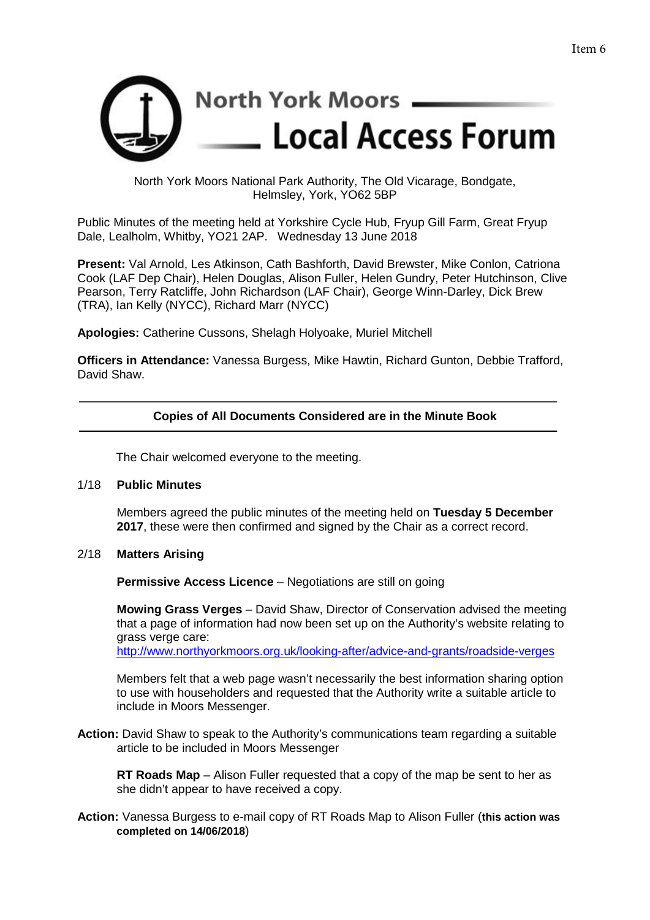Item 6

# North York Moors Local Access Forum

North York Moors National Park Authority, The Old Vicarage, Bondgate, Helmsley, York, YO62 5BP

Public Minutes of the meeting held at Yorkshire Cycle Hub, Fryup Gill Farm, Great Fryup Dale, Lealholm, Whitby, YO21 2AP. Wednesday 13 June 2018

**Present:** Val Arnold, Les Atkinson, Cath Bashforth, David Brewster, Mike Conlon, Catriona Cook (LAF Dep Chair), Helen Douglas, Alison Fuller, Helen Gundry, Peter Hutchinson, Clive Pearson, Terry Ratcliffe, John Richardson (LAF Chair), George Winn-Darley, Dick Brew (TRA), Ian Kelly (NYCC), Richard Marr (NYCC)

**Apologies:** Catherine Cussons, Shelagh Holyoake, Muriel Mitchell

**Officers in Attendance:** Vanessa Burgess, Mike Hawtin, Richard Gunton, Debbie Trafford, David Shaw.

---

**Copies of All Documents Considered are in the Minute Book**

---

The Chair welcomed everyone to the meeting.

## 1/18 Public Minutes

Members agreed the public minutes of the meeting held on **Tuesday 5 December 2017**, these were then confirmed and signed by the Chair as a correct record.

## 2/18 Matters Arising

**Permissive Access Licence** – Negotiations are still on going

**Mowing Grass Verges** – David Shaw, Director of Conservation advised the meeting that a page of information had now been set up on the Authority's website relating to grass verge care:
http://www.northyorkmoors.org.uk/looking-after/advice-and-grants/roadside-verges

Members felt that a web page wasn't necessarily the best information sharing option to use with householders and requested that the Authority write a suitable article to include in Moors Messenger.

**Action:** David Shaw to speak to the Authority's communications team regarding a suitable article to be included in Moors Messenger

**RT Roads Map** – Alison Fuller requested that a copy of the map be sent to her as she didn't appear to have received a copy.

**Action:** Vanessa Burgess to e-mail copy of RT Roads Map to Alison Fuller (**this action was completed on 14/06/2018**)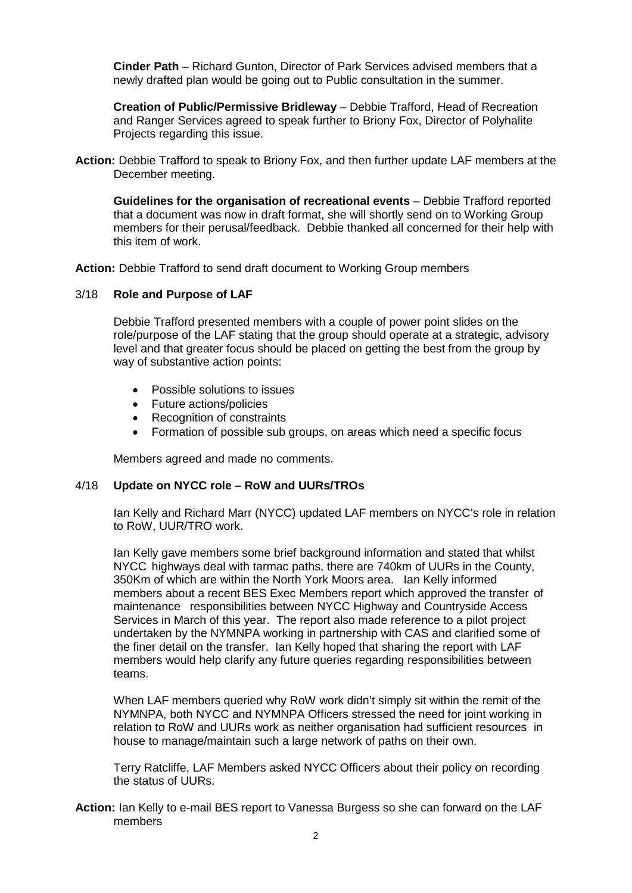**Cinder Path** – Richard Gunton, Director of Park Services advised members that a newly drafted plan would be going out to Public consultation in the summer.

**Creation of Public/Permissive Bridleway** – Debbie Trafford, Head of Recreation and Ranger Services agreed to speak further to Briony Fox, Director of Polyhalite Projects regarding this issue.

**Action:** Debbie Trafford to speak to Briony Fox, and then further update LAF members at the December meeting.

**Guidelines for the organisation of recreational events** – Debbie Trafford reported that a document was now in draft format, she will shortly send on to Working Group members for their perusal/feedback. Debbie thanked all concerned for their help with this item of work.

**Action:** Debbie Trafford to send draft document to Working Group members

## 3/18 Role and Purpose of LAF

Debbie Trafford presented members with a couple of power point slides on the role/purpose of the LAF stating that the group should operate at a strategic, advisory level and that greater focus should be placed on getting the best from the group by way of substantive action points:

- Possible solutions to issues
- Future actions/policies
- Recognition of constraints
- Formation of possible sub groups, on areas which need a specific focus

Members agreed and made no comments.

## 4/18 Update on NYCC role – RoW and UURs/TROs

Ian Kelly and Richard Marr (NYCC) updated LAF members on NYCC's role in relation to RoW, UUR/TRO work.

Ian Kelly gave members some brief background information and stated that whilst NYCC highways deal with tarmac paths, there are 740km of UURs in the County, 350Km of which are within the North York Moors area. Ian Kelly informed members about a recent BES Exec Members report which approved the transfer of maintenance responsibilities between NYCC Highway and Countryside Access Services in March of this year. The report also made reference to a pilot project undertaken by the NYMNPA working in partnership with CAS and clarified some of the finer detail on the transfer. Ian Kelly hoped that sharing the report with LAF members would help clarify any future queries regarding responsibilities between teams.

When LAF members queried why RoW work didn't simply sit within the remit of the NYMNPA, both NYCC and NYMNPA Officers stressed the need for joint working in relation to RoW and UURs work as neither organisation had sufficient resources in house to manage/maintain such a large network of paths on their own.

Terry Ratcliffe, LAF Members asked NYCC Officers about their policy on recording the status of UURs.

**Action:** Ian Kelly to e-mail BES report to Vanessa Burgess so she can forward on the LAF members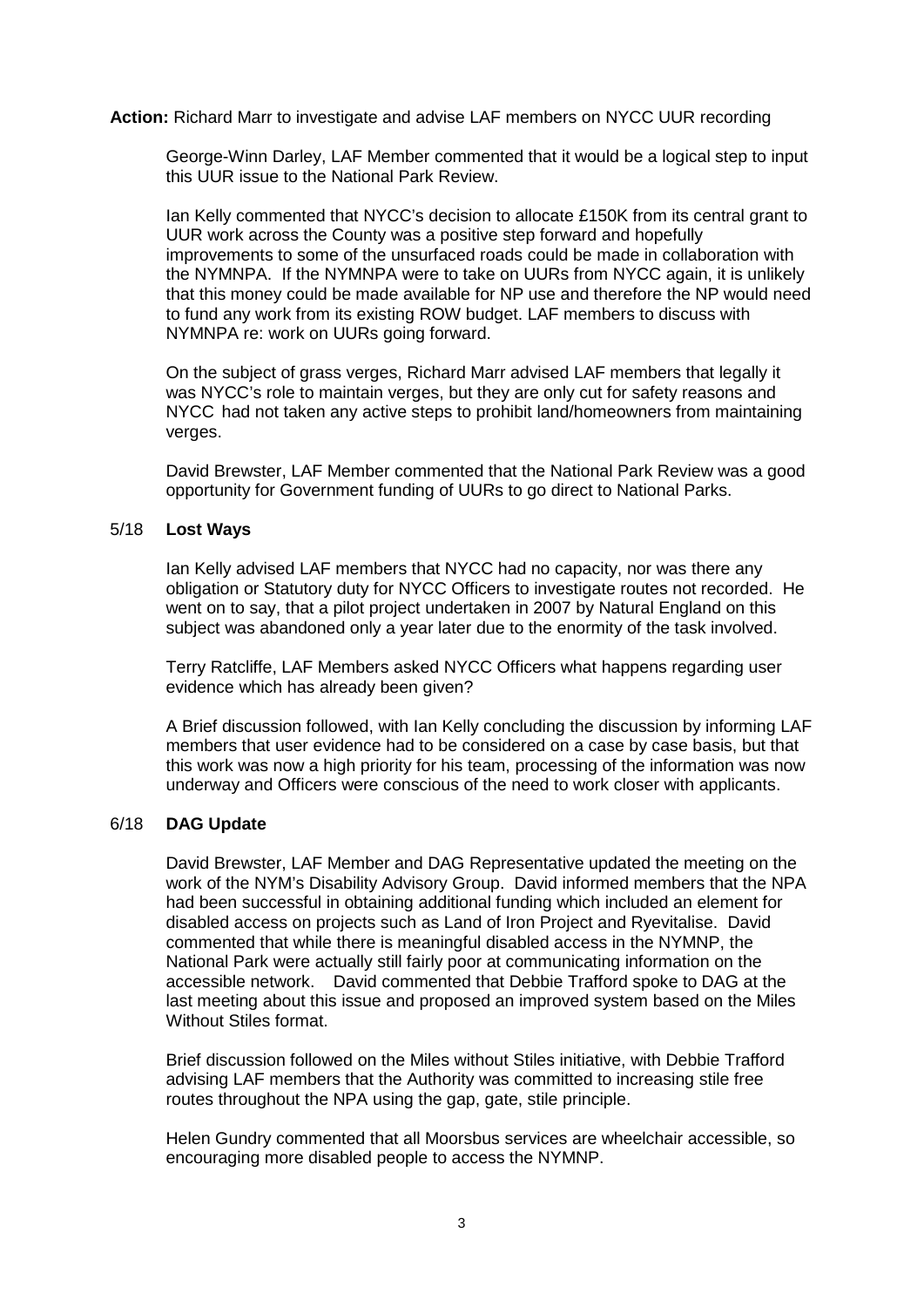**Action:** Richard Marr to investigate and advise LAF members on NYCC UUR recording

George-Winn Darley, LAF Member commented that it would be a logical step to input this UUR issue to the National Park Review.

Ian Kelly commented that NYCC's decision to allocate £150K from its central grant to UUR work across the County was a positive step forward and hopefully improvements to some of the unsurfaced roads could be made in collaboration with the NYMNPA. If the NYMNPA were to take on UURs from NYCC again, it is unlikely that this money could be made available for NP use and therefore the NP would need to fund any work from its existing ROW budget. LAF members to discuss with NYMNPA re: work on UURs going forward.

On the subject of grass verges, Richard Marr advised LAF members that legally it was NYCC's role to maintain verges, but they are only cut for safety reasons and NYCC had not taken any active steps to prohibit land/homeowners from maintaining verges.

David Brewster, LAF Member commented that the National Park Review was a good opportunity for Government funding of UURs to go direct to National Parks.

## 5/18 **Lost Ways**

Ian Kelly advised LAF members that NYCC had no capacity, nor was there any obligation or Statutory duty for NYCC Officers to investigate routes not recorded. He went on to say, that a pilot project undertaken in 2007 by Natural England on this subject was abandoned only a year later due to the enormity of the task involved.

Terry Ratcliffe, LAF Members asked NYCC Officers what happens regarding user evidence which has already been given?

A Brief discussion followed, with Ian Kelly concluding the discussion by informing LAF members that user evidence had to be considered on a case by case basis, but that this work was now a high priority for his team, processing of the information was now underway and Officers were conscious of the need to work closer with applicants.

## 6/18 **DAG Update**

David Brewster, LAF Member and DAG Representative updated the meeting on the work of the NYM's Disability Advisory Group. David informed members that the NPA had been successful in obtaining additional funding which included an element for disabled access on projects such as Land of Iron Project and Ryevitalise. David commented that while there is meaningful disabled access in the NYMNP, the National Park were actually still fairly poor at communicating information on the accessible network. David commented that Debbie Trafford spoke to DAG at the last meeting about this issue and proposed an improved system based on the Miles Without Stiles format.

Brief discussion followed on the Miles without Stiles initiative, with Debbie Trafford advising LAF members that the Authority was committed to increasing stile free routes throughout the NPA using the gap, gate, stile principle.

Helen Gundry commented that all Moorsbus services are wheelchair accessible, so encouraging more disabled people to access the NYMNP.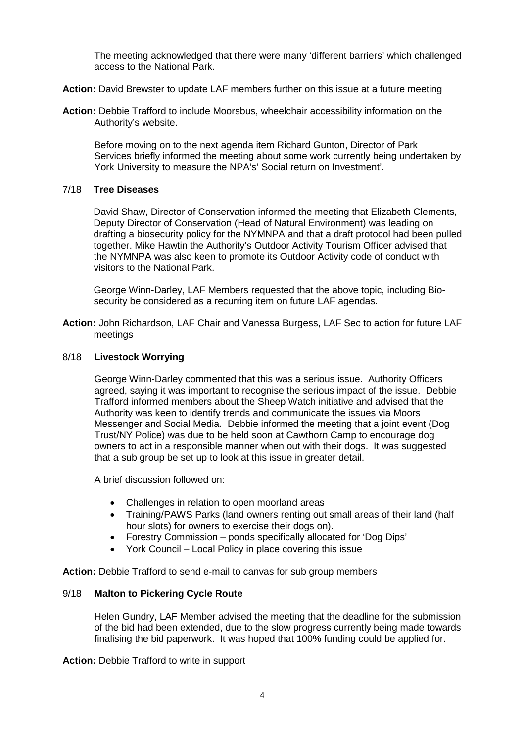The meeting acknowledged that there were many 'different barriers' which challenged access to the National Park.

**Action:** David Brewster to update LAF members further on this issue at a future meeting

**Action:** Debbie Trafford to include Moorsbus, wheelchair accessibility information on the Authority's website.

Before moving on to the next agenda item Richard Gunton, Director of Park Services briefly informed the meeting about some work currently being undertaken by York University to measure the NPA's' Social return on Investment'.

## 7/18 Tree Diseases

David Shaw, Director of Conservation informed the meeting that Elizabeth Clements, Deputy Director of Conservation (Head of Natural Environment) was leading on drafting a biosecurity policy for the NYMNPA and that a draft protocol had been pulled together. Mike Hawtin the Authority's Outdoor Activity Tourism Officer advised that the NYMNPA was also keen to promote its Outdoor Activity code of conduct with visitors to the National Park.

George Winn-Darley, LAF Members requested that the above topic, including Bio-security be considered as a recurring item on future LAF agendas.

**Action:** John Richardson, LAF Chair and Vanessa Burgess, LAF Sec to action for future LAF meetings

## 8/18 Livestock Worrying

George Winn-Darley commented that this was a serious issue. Authority Officers agreed, saying it was important to recognise the serious impact of the issue. Debbie Trafford informed members about the Sheep Watch initiative and advised that the Authority was keen to identify trends and communicate the issues via Moors Messenger and Social Media. Debbie informed the meeting that a joint event (Dog Trust/NY Police) was due to be held soon at Cawthorn Camp to encourage dog owners to act in a responsible manner when out with their dogs. It was suggested that a sub group be set up to look at this issue in greater detail.

A brief discussion followed on:

- Challenges in relation to open moorland areas
- Training/PAWS Parks (land owners renting out small areas of their land (half hour slots) for owners to exercise their dogs on).
- Forestry Commission – ponds specifically allocated for 'Dog Dips'
- York Council – Local Policy in place covering this issue

**Action:** Debbie Trafford to send e-mail to canvas for sub group members

## 9/18 Malton to Pickering Cycle Route

Helen Gundry, LAF Member advised the meeting that the deadline for the submission of the bid had been extended, due to the slow progress currently being made towards finalising the bid paperwork. It was hoped that 100% funding could be applied for.

**Action:** Debbie Trafford to write in support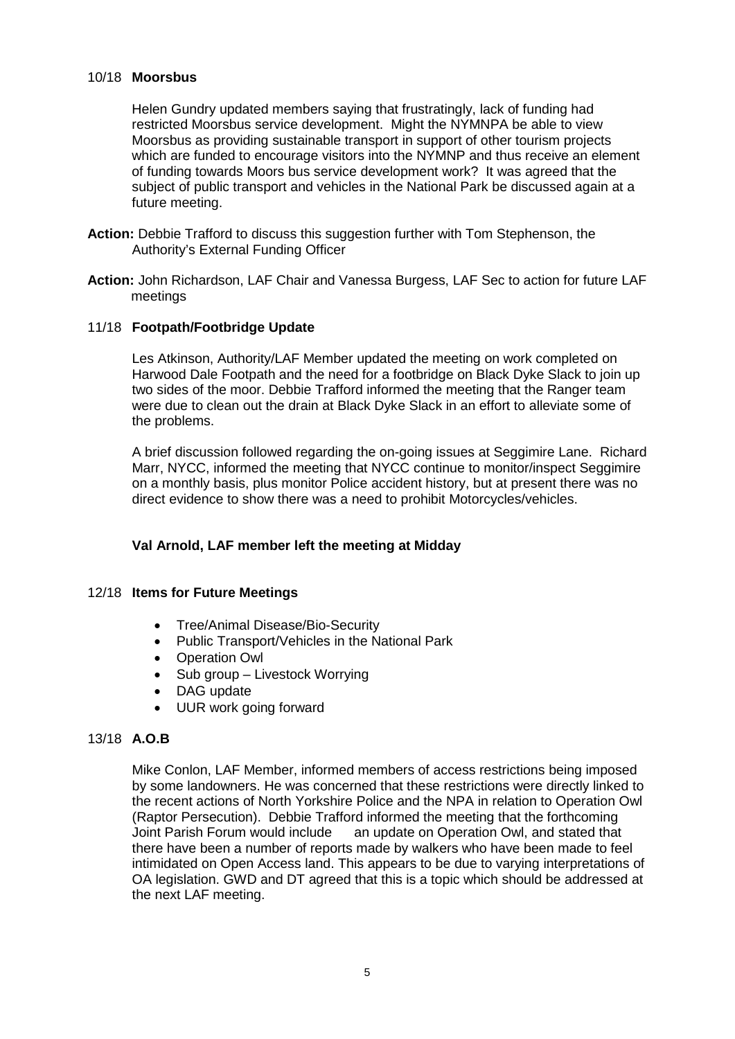10/18 **Moorsbus**

Helen Gundry updated members saying that frustratingly, lack of funding had restricted Moorsbus service development. Might the NYMNPA be able to view Moorsbus as providing sustainable transport in support of other tourism projects which are funded to encourage visitors into the NYMNP and thus receive an element of funding towards Moors bus service development work? It was agreed that the subject of public transport and vehicles in the National Park be discussed again at a future meeting.

**Action:** Debbie Trafford to discuss this suggestion further with Tom Stephenson, the Authority's External Funding Officer

**Action:** John Richardson, LAF Chair and Vanessa Burgess, LAF Sec to action for future LAF meetings

11/18 **Footpath/Footbridge Update**

Les Atkinson, Authority/LAF Member updated the meeting on work completed on Harwood Dale Footpath and the need for a footbridge on Black Dyke Slack to join up two sides of the moor. Debbie Trafford informed the meeting that the Ranger team were due to clean out the drain at Black Dyke Slack in an effort to alleviate some of the problems.

A brief discussion followed regarding the on-going issues at Seggimire Lane. Richard Marr, NYCC, informed the meeting that NYCC continue to monitor/inspect Seggimire on a monthly basis, plus monitor Police accident history, but at present there was no direct evidence to show there was a need to prohibit Motorcycles/vehicles.

**Val Arnold, LAF member left the meeting at Midday**

12/18 **Items for Future Meetings**

- Tree/Animal Disease/Bio-Security
- Public Transport/Vehicles in the National Park
- Operation Owl
- Sub group – Livestock Worrying
- DAG update
- UUR work going forward

13/18 **A.O.B**

Mike Conlon, LAF Member, informed members of access restrictions being imposed by some landowners. He was concerned that these restrictions were directly linked to the recent actions of North Yorkshire Police and the NPA in relation to Operation Owl (Raptor Persecution). Debbie Trafford informed the meeting that the forthcoming Joint Parish Forum would include an update on Operation Owl, and stated that there have been a number of reports made by walkers who have been made to feel intimidated on Open Access land. This appears to be due to varying interpretations of OA legislation. GWD and DT agreed that this is a topic which should be addressed at the next LAF meeting.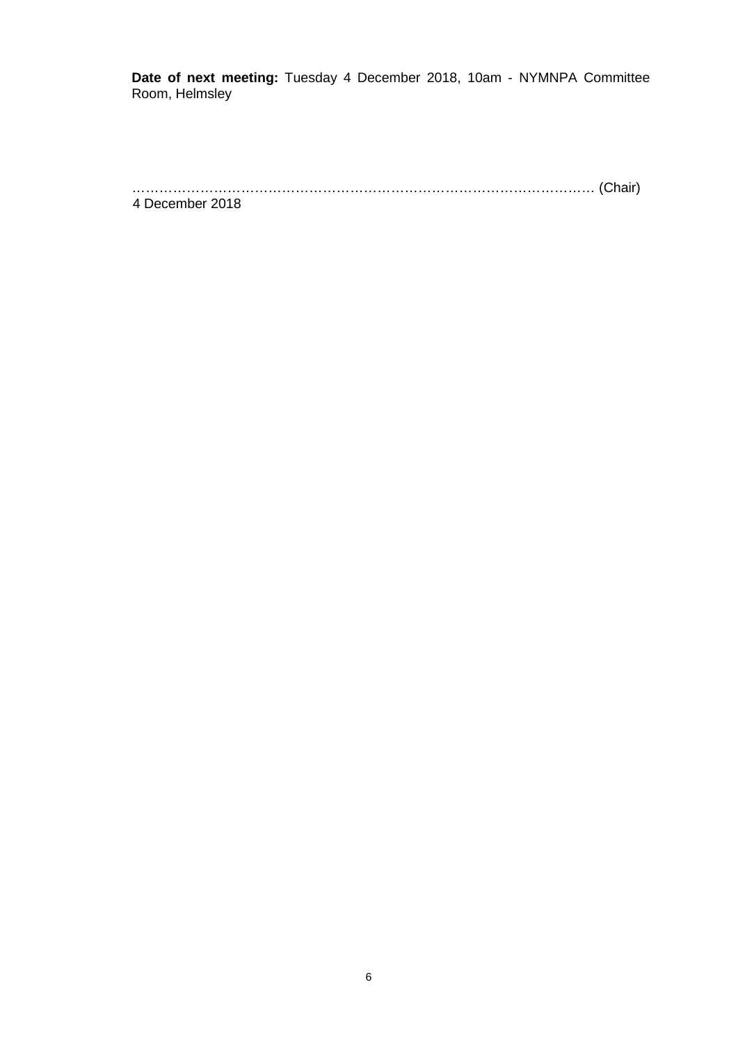**Date of next meeting:** Tuesday 4 December 2018, 10am - NYMNPA Committee Room, Helmsley

……………………………………………………………………………………………… (Chair)
4 December 2018